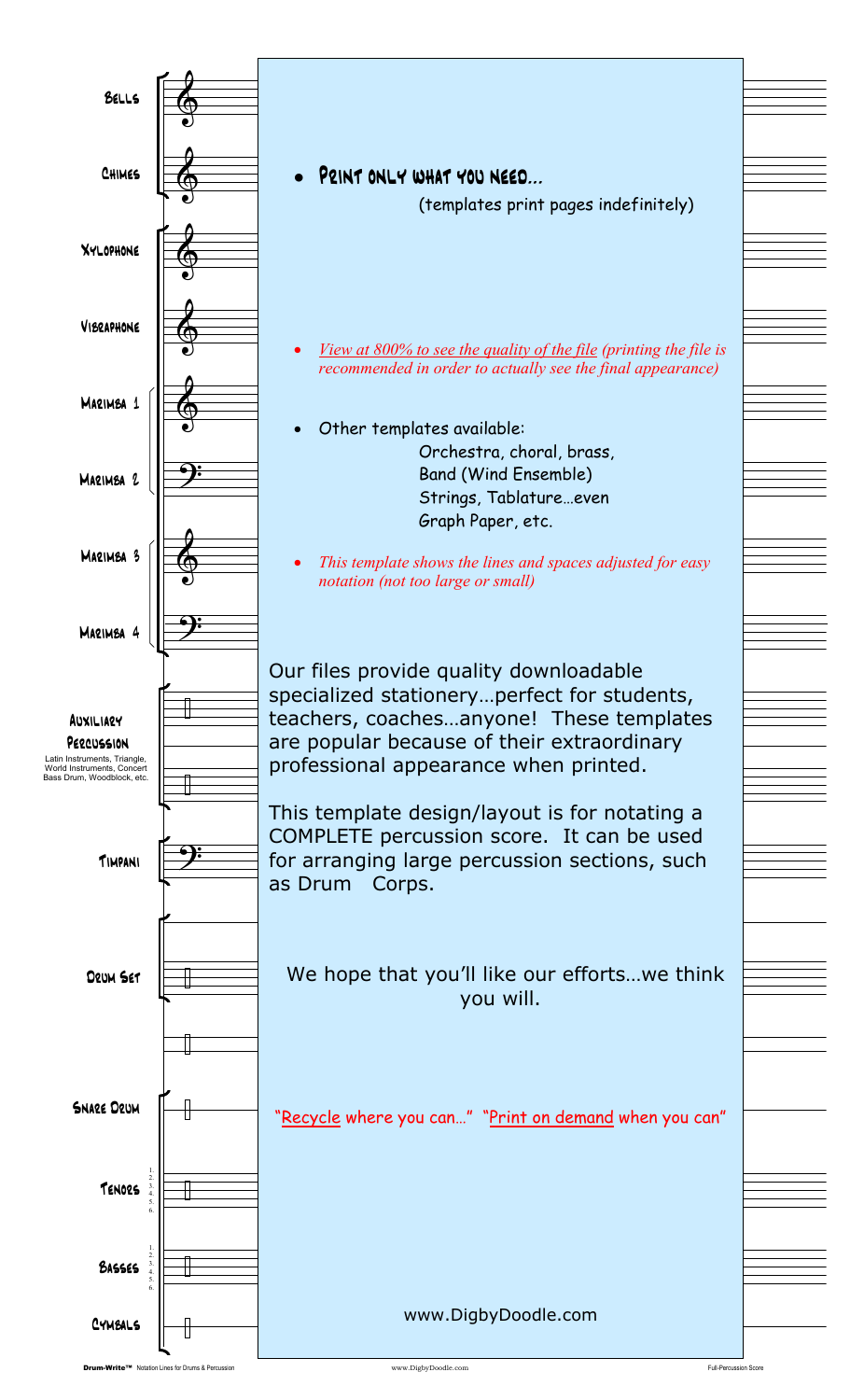Bells

Chimes

Xylophone

Vibraphone

Marimba 1

Marimba 2

Marimba 3

Marimba 4

Auxiliary Percussion
Latin Instruments, Triangle, World Instruments, Concert Bass Drum, Woodblock, etc.

Timpani

Drum Set

Snare Drum

Tenors 1. 2. 3. 4. 5. 6.

Basses 1. 2. 3. 4. 5. 6.

Cymbals

- **Print only what you need...**
  (templates print pages indefinitely)

- *View at 800% to see the quality of the file (printing the file is recommended in order to actually see the final appearance)*

- Other templates available:
  Orchestra, choral, brass,
  Band (Wind Ensemble)
  Strings, Tablature…even
  Graph Paper, etc.

- *This template shows the lines and spaces adjusted for easy notation (not too large or small)*

Our files provide quality downloadable specialized stationery…perfect for students, teachers, coaches…anyone! These templates are popular because of their extraordinary professional appearance when printed.

This template design/layout is for notating a COMPLETE percussion score. It can be used for arranging large percussion sections, such as Drum Corps.

We hope that you'll like our efforts…we think you will.

"Recycle where you can…" "Print on demand when you can"

www.DigbyDoodle.com

**Drum-Write™** Notation Lines for Drums & Percussion www.DigbyDoodle.com Full-Percussion Score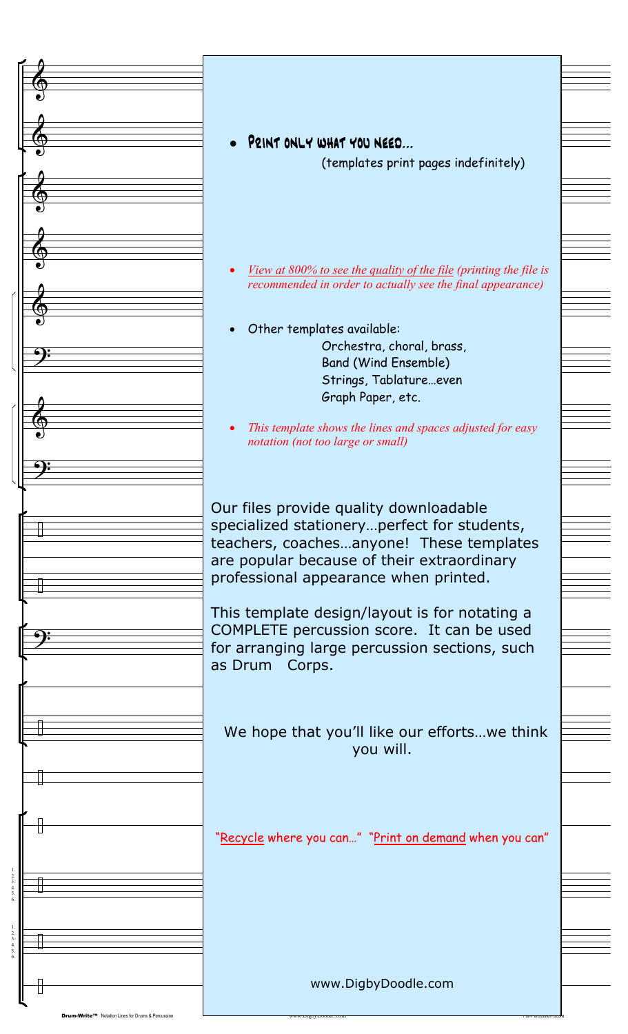- PRINT ONLY WHAT YOU NEED...

  (templates print pages indefinitely)

- *View at 800% to see the quality of the file (printing the file is recommended in order to actually see the final appearance)*

- Other templates available:

  Orchestra, choral, brass,
  Band (Wind Ensemble)
  Strings, Tablature…even
  Graph Paper, etc.

- *This template shows the lines and spaces adjusted for easy notation (not too large or small)*

Our files provide quality downloadable specialized stationery…perfect for students, teachers, coaches…anyone! These templates are popular because of their extraordinary professional appearance when printed.

This template design/layout is for notating a COMPLETE percussion score. It can be used for arranging large percussion sections, such as Drum Corps.

We hope that you'll like our efforts…we think you will.

"Recycle where you can…" "Print on demand when you can"

www.DigbyDoodle.com

1.
2.
3.
4.
5.
6.

1.
2.
3.
4.
5.
6.

**Drum-Write™** Notation Lines for Drums & Percussion